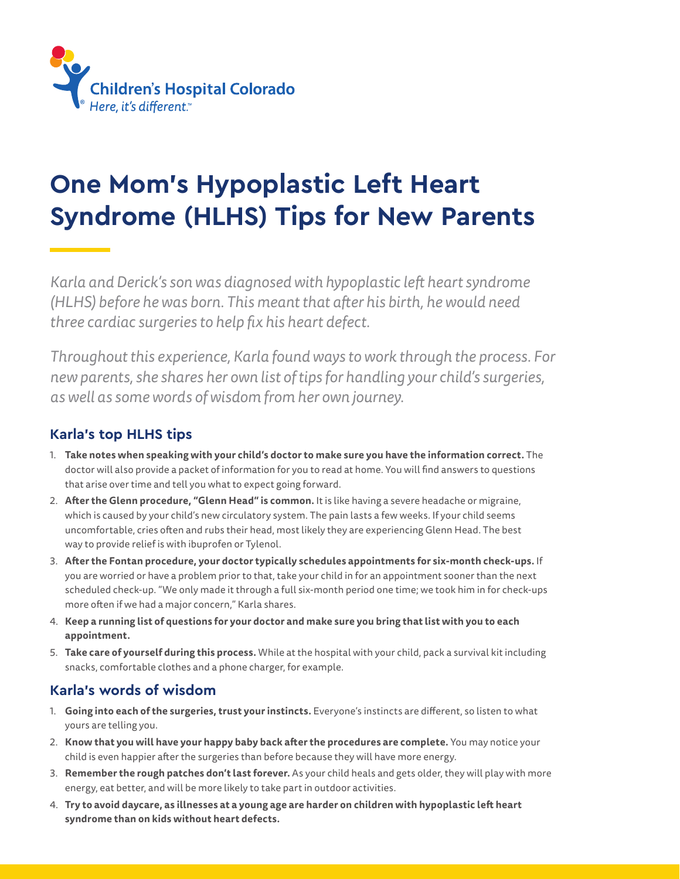Children's Hospital Colorado
*Here, it's different.™*

# One Mom's Hypoplastic Left Heart Syndrome (HLHS) Tips for New Parents

*Karla and Derick's son was diagnosed with hypoplastic left heart syndrome (HLHS) before he was born. This meant that after his birth, he would need three cardiac surgeries to help fix his heart defect.*

*Throughout this experience, Karla found ways to work through the process. For new parents, she shares her own list of tips for handling your child's surgeries, as well as some words of wisdom from her own journey.*

## Karla's top HLHS tips

1. **Take notes when speaking with your child's doctor to make sure you have the information correct.** The doctor will also provide a packet of information for you to read at home. You will find answers to questions that arise over time and tell you what to expect going forward.
2. **After the Glenn procedure, "Glenn Head" is common.** It is like having a severe headache or migraine, which is caused by your child's new circulatory system. The pain lasts a few weeks. If your child seems uncomfortable, cries often and rubs their head, most likely they are experiencing Glenn Head. The best way to provide relief is with ibuprofen or Tylenol.
3. **After the Fontan procedure, your doctor typically schedules appointments for six-month check-ups.** If you are worried or have a problem prior to that, take your child in for an appointment sooner than the next scheduled check-up. "We only made it through a full six-month period one time; we took him in for check-ups more often if we had a major concern," Karla shares.
4. **Keep a running list of questions for your doctor and make sure you bring that list with you to each appointment.**
5. **Take care of yourself during this process.** While at the hospital with your child, pack a survival kit including snacks, comfortable clothes and a phone charger, for example.

## Karla's words of wisdom

1. **Going into each of the surgeries, trust your instincts.** Everyone's instincts are different, so listen to what yours are telling you.
2. **Know that you will have your happy baby back after the procedures are complete.** You may notice your child is even happier after the surgeries than before because they will have more energy.
3. **Remember the rough patches don't last forever.** As your child heals and gets older, they will play with more energy, eat better, and will be more likely to take part in outdoor activities.
4. **Try to avoid daycare, as illnesses at a young age are harder on children with hypoplastic left heart syndrome than on kids without heart defects.**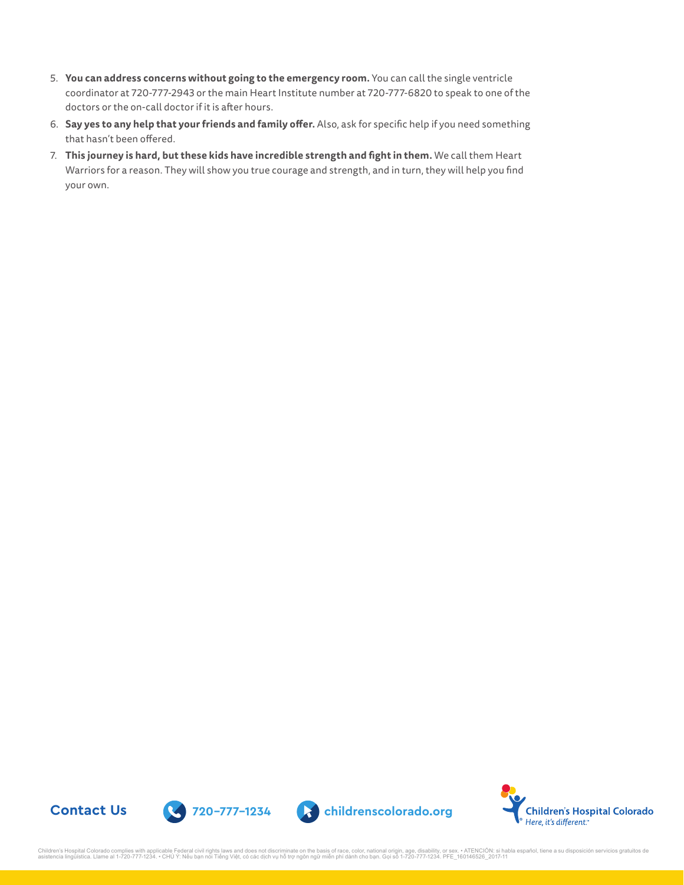5. **You can address concerns without going to the emergency room.** You can call the single ventricle coordinator at 720-777-2943 or the main Heart Institute number at 720-777-6820 to speak to one of the doctors or the on-call doctor if it is after hours.
6. **Say yes to any help that your friends and family offer.** Also, ask for specific help if you need something that hasn't been offered.
7. **This journey is hard, but these kids have incredible strength and fight in them.** We call them Heart Warriors for a reason. They will show you true courage and strength, and in turn, they will help you find your own.

**Contact Us** 720-777-1234 childrenscolorado.org

Children's Hospital Colorado
*Here, it's different.*™

Children's Hospital Colorado complies with applicable Federal civil rights laws and does not discriminate on the basis of race, color, national origin, age, disability, or sex. • ATENCIÓN: si habla español, tiene a su disposición servicios gratuitos de asistencia lingüística. Llame al 1-720-777-1234. • CHÚ Ý: Nếu bạn nói Tiếng Việt, có các dịch vụ hỗ trợ ngôn ngữ miễn phí dành cho bạn. Gọi số 1-720-777-1234. PFE_160146526_2017-11